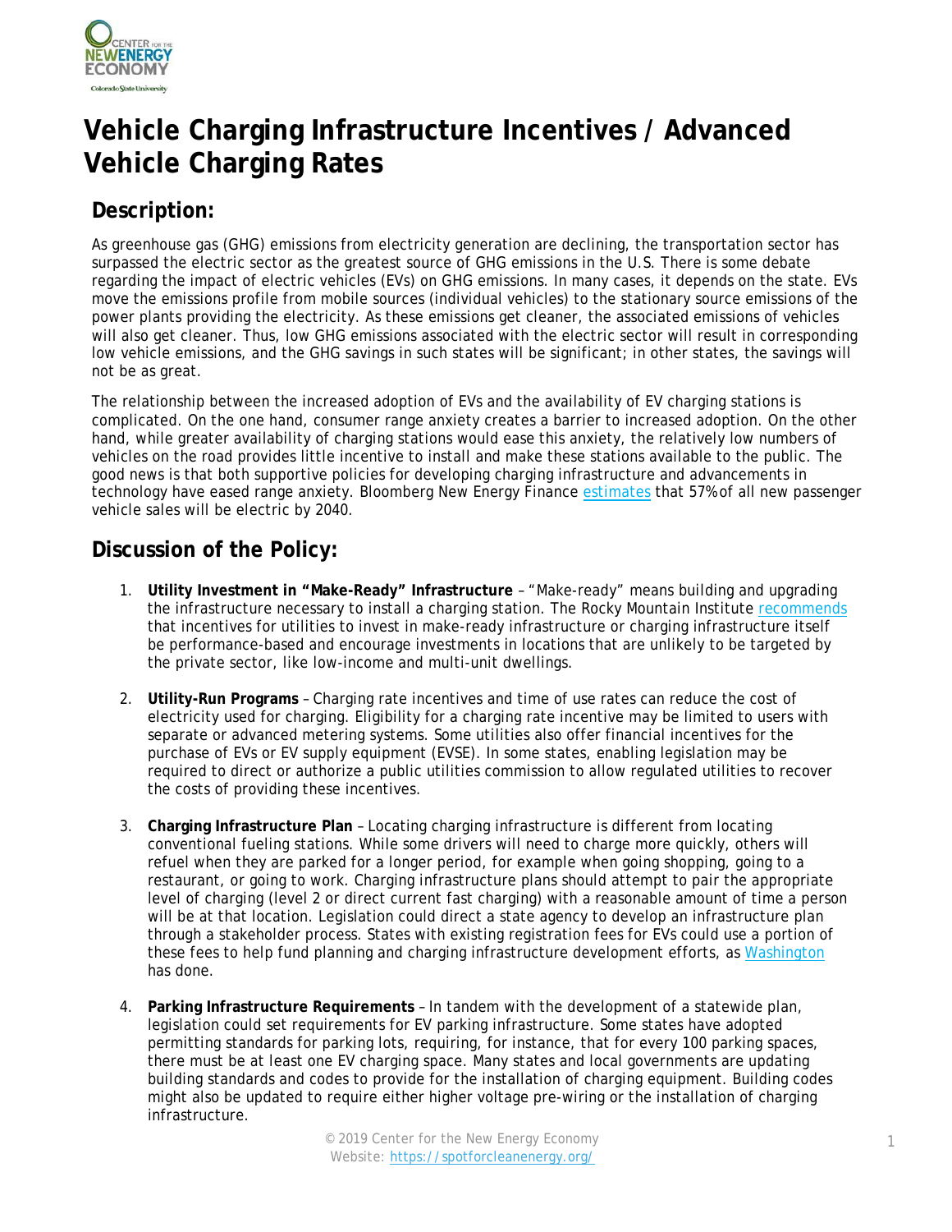# Vehicle Charging Infrastructure Incentives / Advanced Vehicle Charging Rates

## Description:

As greenhouse gas (GHG) emissions from electricity generation are declining, the transportation sector has surpassed the electric sector as the greatest source of GHG emissions in the U.S. There is some debate regarding the impact of electric vehicles (EVs) on GHG emissions. In many cases, it depends on the state. EVs move the emissions profile from mobile sources (individual vehicles) to the stationary source emissions of the power plants providing the electricity. As these emissions get cleaner, the associated emissions of vehicles will also get cleaner. Thus, low GHG emissions associated with the electric sector will result in corresponding low vehicle emissions, and the GHG savings in such states will be significant; in other states, the savings will not be as great.

The relationship between the increased adoption of EVs and the availability of EV charging stations is complicated. On the one hand, consumer range anxiety creates a barrier to increased adoption. On the other hand, while greater availability of charging stations would ease this anxiety, the relatively low numbers of vehicles on the road provides little incentive to install and make these stations available to the public. The good news is that both supportive policies for developing charging infrastructure and advancements in technology have eased range anxiety. Bloomberg New Energy Finance estimates that 57% of all new passenger vehicle sales will be electric by 2040.

## Discussion of the Policy:

1. **Utility Investment in "Make-Ready" Infrastructure** – "Make-ready" means building and upgrading the infrastructure necessary to install a charging station. The Rocky Mountain Institute recommends that incentives for utilities to invest in make-ready infrastructure or charging infrastructure itself be performance-based and encourage investments in locations that are unlikely to be targeted by the private sector, like low-income and multi-unit dwellings.

2. **Utility-Run Programs** – Charging rate incentives and time of use rates can reduce the cost of electricity used for charging. Eligibility for a charging rate incentive may be limited to users with separate or advanced metering systems. Some utilities also offer financial incentives for the purchase of EVs or EV supply equipment (EVSE). In some states, enabling legislation may be required to direct or authorize a public utilities commission to allow regulated utilities to recover the costs of providing these incentives.

3. **Charging Infrastructure Plan** – Locating charging infrastructure is different from locating conventional fueling stations. While some drivers will need to charge more quickly, others will refuel when they are parked for a longer period, for example when going shopping, going to a restaurant, or going to work. Charging infrastructure plans should attempt to pair the appropriate level of charging (level 2 or direct current fast charging) with a reasonable amount of time a person will be at that location. Legislation could direct a state agency to develop an infrastructure plan through a stakeholder process. States with existing registration fees for EVs could use a portion of these fees to help fund planning and charging infrastructure development efforts, as Washington has done.

4. **Parking Infrastructure Requirements** – In tandem with the development of a statewide plan, legislation could set requirements for EV parking infrastructure. Some states have adopted permitting standards for parking lots, requiring, for instance, that for every 100 parking spaces, there must be at least one EV charging space. Many states and local governments are updating building standards and codes to provide for the installation of charging equipment. Building codes might also be updated to require either higher voltage pre-wiring or the installation of charging infrastructure.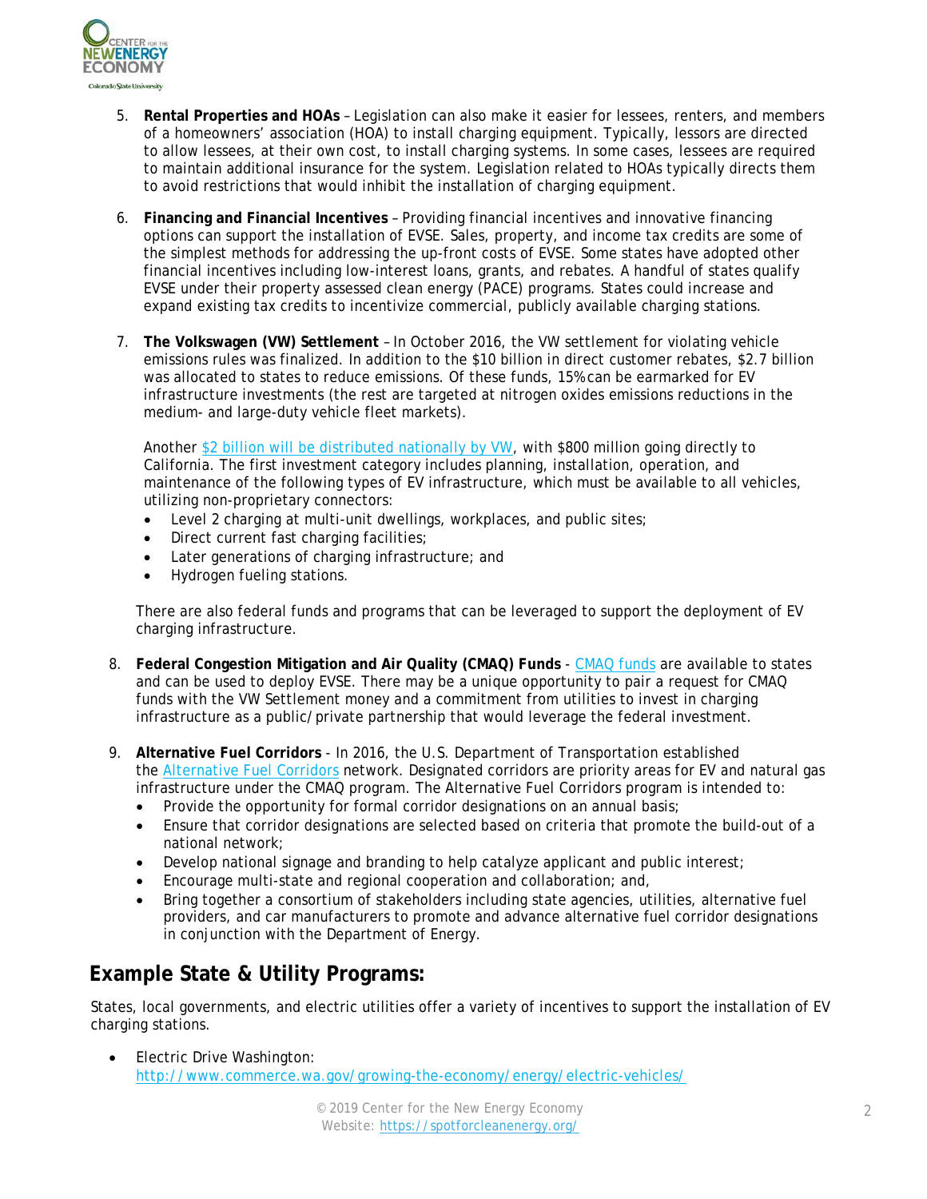5. **Rental Properties and HOAs** – Legislation can also make it easier for lessees, renters, and members of a homeowners' association (HOA) to install charging equipment. Typically, lessors are directed to allow lessees, at their own cost, to install charging systems. In some cases, lessees are required to maintain additional insurance for the system. Legislation related to HOAs typically directs them to avoid restrictions that would inhibit the installation of charging equipment.

6. **Financing and Financial Incentives** – Providing financial incentives and innovative financing options can support the installation of EVSE. Sales, property, and income tax credits are some of the simplest methods for addressing the up-front costs of EVSE. Some states have adopted other financial incentives including low-interest loans, grants, and rebates. A handful of states qualify EVSE under their property assessed clean energy (PACE) programs. States could increase and expand existing tax credits to incentivize commercial, publicly available charging stations.

7. **The Volkswagen (VW) Settlement** – In October 2016, the VW settlement for violating vehicle emissions rules was finalized. In addition to the $10 billion in direct customer rebates, $2.7 billion was allocated to states to reduce emissions. Of these funds, 15% can be earmarked for EV infrastructure investments (the rest are targeted at nitrogen oxides emissions reductions in the medium- and large-duty vehicle fleet markets).

   Another [$2 billion will be distributed nationally by VW](), with $800 million going directly to California. The first investment category includes planning, installation, operation, and maintenance of the following types of EV infrastructure, which must be available to all vehicles, utilizing non-proprietary connectors:
   - Level 2 charging at multi-unit dwellings, workplaces, and public sites;
   - Direct current fast charging facilities;
   - Later generations of charging infrastructure; and
   - Hydrogen fueling stations.

   There are also federal funds and programs that can be leveraged to support the deployment of EV charging infrastructure.

8. **Federal Congestion Mitigation and Air Quality (CMAQ) Funds** - [CMAQ funds]() are available to states and can be used to deploy EVSE. There may be a unique opportunity to pair a request for CMAQ funds with the VW Settlement money and a commitment from utilities to invest in charging infrastructure as a public/private partnership that would leverage the federal investment.

9. **Alternative Fuel Corridors** - In 2016, the U.S. Department of Transportation established the [Alternative Fuel Corridors]() network. Designated corridors are priority areas for EV and natural gas infrastructure under the CMAQ program. The Alternative Fuel Corridors program is intended to:
   - Provide the opportunity for formal corridor designations on an annual basis;
   - Ensure that corridor designations are selected based on criteria that promote the build-out of a national network;
   - Develop national signage and branding to help catalyze applicant and public interest;
   - Encourage multi-state and regional cooperation and collaboration; and,
   - Bring together a consortium of stakeholders including state agencies, utilities, alternative fuel providers, and car manufacturers to promote and advance alternative fuel corridor designations in conjunction with the Department of Energy.

## Example State & Utility Programs:

States, local governments, and electric utilities offer a variety of incentives to support the installation of EV charging stations.

- Electric Drive Washington: http://www.commerce.wa.gov/growing-the-economy/energy/electric-vehicles/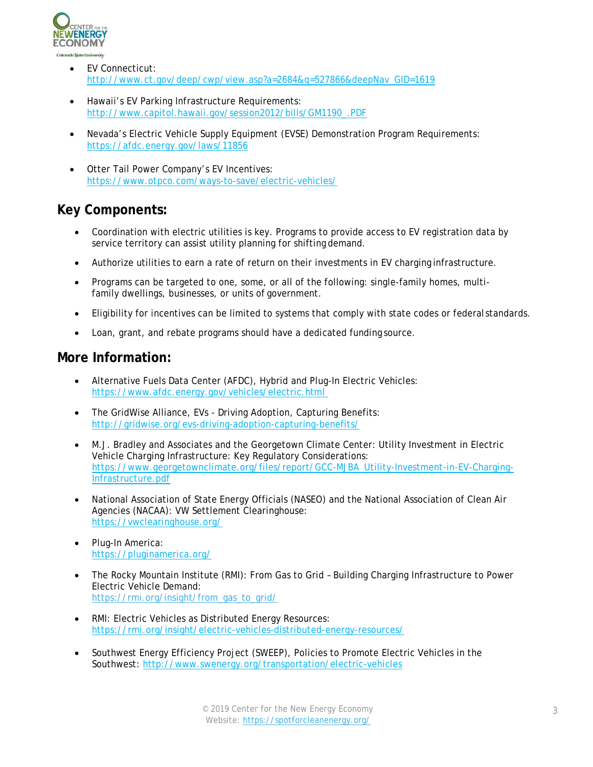- EV Connecticut:
  http://www.ct.gov/deep/cwp/view.asp?a=2684&q=527866&deepNav_GID=1619

- Hawaii's EV Parking Infrastructure Requirements:
  http://www.capitol.hawaii.gov/session2012/bills/GM1190_.PDF

- Nevada's Electric Vehicle Supply Equipment (EVSE) Demonstration Program Requirements:
  https://afdc.energy.gov/laws/11856

- Otter Tail Power Company's EV Incentives:
  https://www.otpco.com/ways-to-save/electric-vehicles/

## Key Components:

- Coordination with electric utilities is key. Programs to provide access to EV registration data by service territory can assist utility planning for shifting demand.

- Authorize utilities to earn a rate of return on their investments in EV charging infrastructure.

- Programs can be targeted to one, some, or all of the following: single-family homes, multi-family dwellings, businesses, or units of government.

- Eligibility for incentives can be limited to systems that comply with state codes or federal standards.

- Loan, grant, and rebate programs should have a dedicated funding source.

## More Information:

- Alternative Fuels Data Center (AFDC), Hybrid and Plug-In Electric Vehicles:
  https://www.afdc.energy.gov/vehicles/electric.html

- The GridWise Alliance, EVs - Driving Adoption, Capturing Benefits:
  http://gridwise.org/evs-driving-adoption-capturing-benefits/

- M.J. Bradley and Associates and the Georgetown Climate Center: Utility Investment in Electric Vehicle Charging Infrastructure: Key Regulatory Considerations:
  https://www.georgetownclimate.org/files/report/GCC-MJBA_Utility-Investment-in-EV-Charging-Infrastructure.pdf

- National Association of State Energy Officials (NASEO) and the National Association of Clean Air Agencies (NACAA): VW Settlement Clearinghouse:
  https://vwclearinghouse.org/

- Plug-In America:
  https://pluginamerica.org/

- The Rocky Mountain Institute (RMI): From Gas to Grid – Building Charging Infrastructure to Power Electric Vehicle Demand:
  https://rmi.org/insight/from_gas_to_grid/

- RMI: Electric Vehicles as Distributed Energy Resources:
  https://rmi.org/insight/electric-vehicles-distributed-energy-resources/

- Southwest Energy Efficiency Project (SWEEP), Policies to Promote Electric Vehicles in the Southwest: http://www.swenergy.org/transportation/electric-vehicles

© 2019 Center for the New Energy Economy
Website: https://spotforcleanenergy.org/